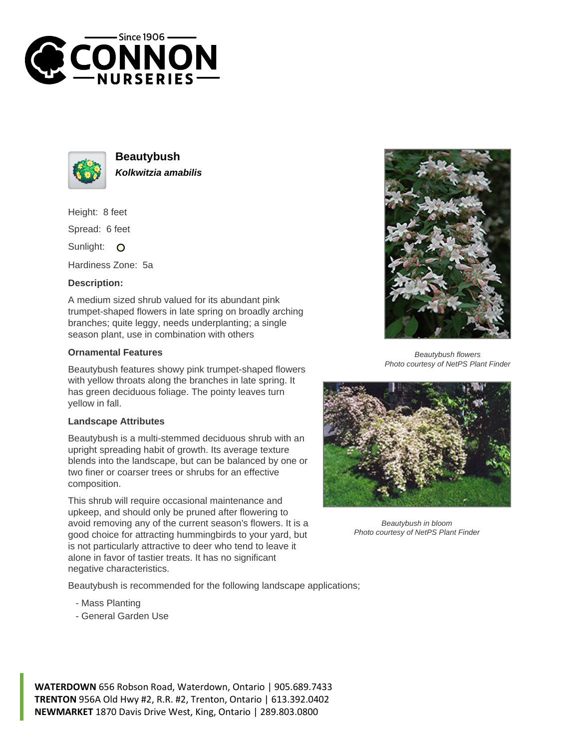# Beautybush

***Kolkwitzia amabilis***

Height: 8 feet

Spread: 6 feet

Sunlight: O

Hardiness Zone: 5a

**Description:**

A medium sized shrub valued for its abundant pink trumpet-shaped flowers in late spring on broadly arching branches; quite leggy, needs underplanting; a single season plant, use in combination with others

### Ornamental Features

Beautybush features showy pink trumpet-shaped flowers with yellow throats along the branches in late spring. It has green deciduous foliage. The pointy leaves turn yellow in fall.

### Landscape Attributes

Beautybush is a multi-stemmed deciduous shrub with an upright spreading habit of growth. Its average texture blends into the landscape, but can be balanced by one or two finer or coarser trees or shrubs for an effective composition.

This shrub will require occasional maintenance and upkeep, and should only be pruned after flowering to avoid removing any of the current season's flowers. It is a good choice for attracting hummingbirds to your yard, but is not particularly attractive to deer who tend to leave it alone in favor of tastier treats. It has no significant negative characteristics.

Beautybush is recommended for the following landscape applications;

- Mass Planting
- General Garden Use

*Beautybush flowers*
*Photo courtesy of NetPS Plant Finder*

*Beautybush in bloom*
*Photo courtesy of NetPS Plant Finder*

**WATERDOWN** 656 Robson Road, Waterdown, Ontario | 905.689.7433
**TRENTON** 956A Old Hwy #2, R.R. #2, Trenton, Ontario | 613.392.0402
**NEWMARKET** 1870 Davis Drive West, King, Ontario | 289.803.0800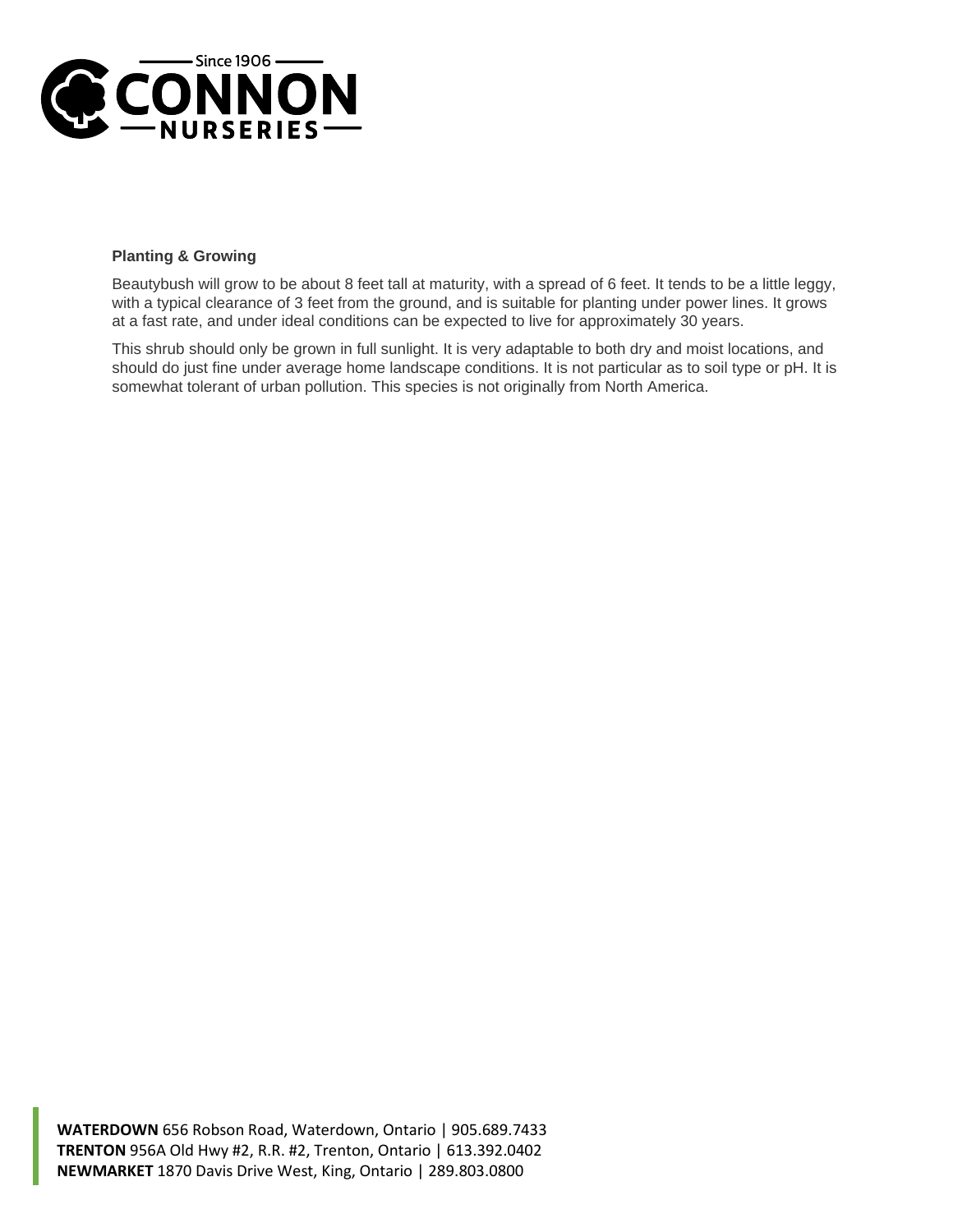## Planting & Growing

Beautybush will grow to be about 8 feet tall at maturity, with a spread of 6 feet. It tends to be a little leggy, with a typical clearance of 3 feet from the ground, and is suitable for planting under power lines. It grows at a fast rate, and under ideal conditions can be expected to live for approximately 30 years.

This shrub should only be grown in full sunlight. It is very adaptable to both dry and moist locations, and should do just fine under average home landscape conditions. It is not particular as to soil type or pH. It is somewhat tolerant of urban pollution. This species is not originally from North America.